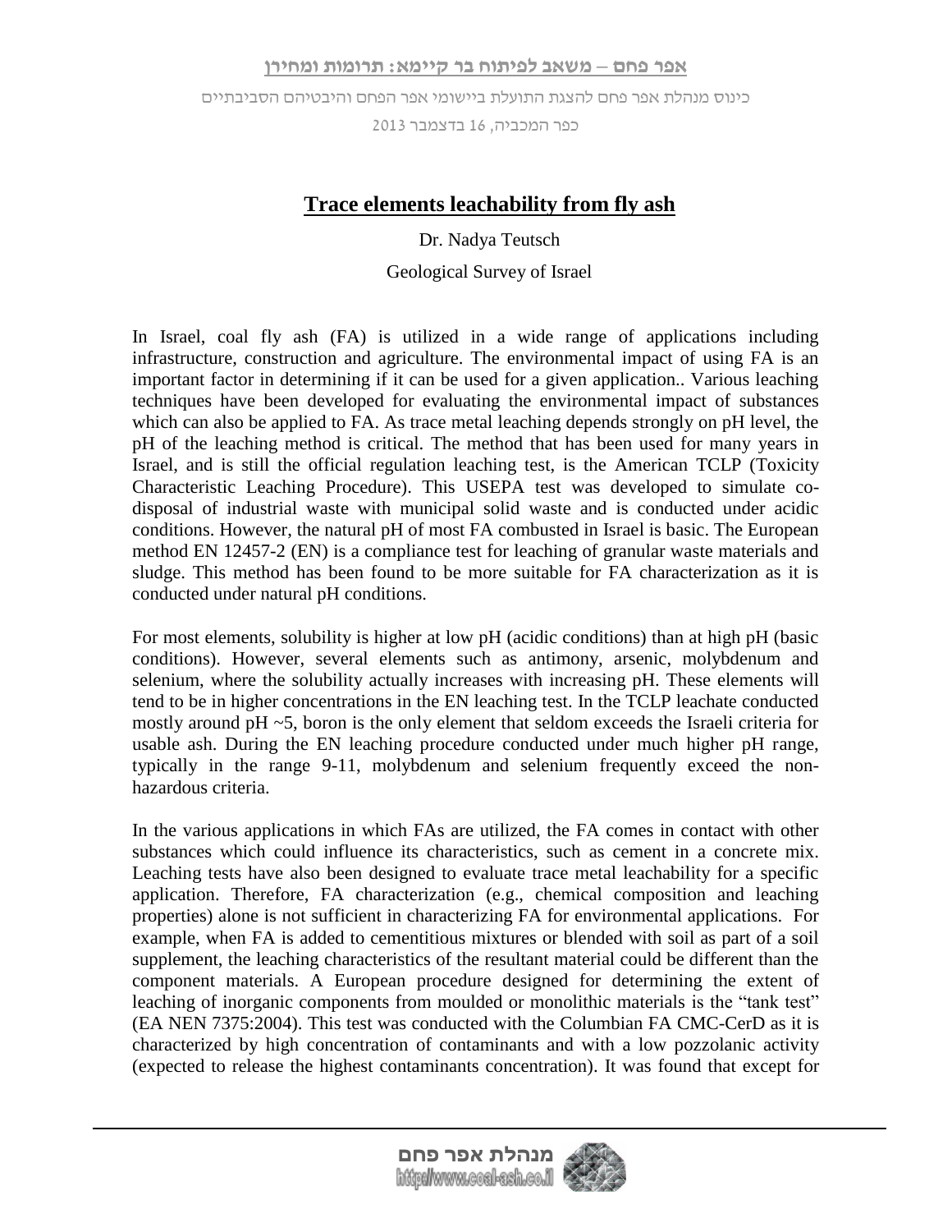**אפר פחם – משאב לפיתוח בר קיימא: תרומות ומחירן**

כינוס מנהלת אפר פחם להצגת התועלת ביישומי אפר הפחם והיבטיהם הסביבתיים

כפר המכביה, 16 בדצמבר 2013

# Trace elements leachability from fly ash

Dr. Nadya Teutsch

Geological Survey of Israel

In Israel, coal fly ash (FA) is utilized in a wide range of applications including infrastructure, construction and agriculture. The environmental impact of using FA is an important factor in determining if it can be used for a given application.. Various leaching techniques have been developed for evaluating the environmental impact of substances which can also be applied to FA. As trace metal leaching depends strongly on pH level, the pH of the leaching method is critical. The method that has been used for many years in Israel, and is still the official regulation leaching test, is the American TCLP (Toxicity Characteristic Leaching Procedure). This USEPA test was developed to simulate co-disposal of industrial waste with municipal solid waste and is conducted under acidic conditions. However, the natural pH of most FA combusted in Israel is basic. The European method EN 12457-2 (EN) is a compliance test for leaching of granular waste materials and sludge. This method has been found to be more suitable for FA characterization as it is conducted under natural pH conditions.

For most elements, solubility is higher at low pH (acidic conditions) than at high pH (basic conditions). However, several elements such as antimony, arsenic, molybdenum and selenium, where the solubility actually increases with increasing pH. These elements will tend to be in higher concentrations in the EN leaching test. In the TCLP leachate conducted mostly around pH ~5, boron is the only element that seldom exceeds the Israeli criteria for usable ash. During the EN leaching procedure conducted under much higher pH range, typically in the range 9-11, molybdenum and selenium frequently exceed the non-hazardous criteria.

In the various applications in which FAs are utilized, the FA comes in contact with other substances which could influence its characteristics, such as cement in a concrete mix. Leaching tests have also been designed to evaluate trace metal leachability for a specific application. Therefore, FA characterization (e.g., chemical composition and leaching properties) alone is not sufficient in characterizing FA for environmental applications. For example, when FA is added to cementitious mixtures or blended with soil as part of a soil supplement, the leaching characteristics of the resultant material could be different than the component materials. A European procedure designed for determining the extent of leaching of inorganic components from moulded or monolithic materials is the "tank test" (EA NEN 7375:2004). This test was conducted with the Columbian FA CMC-CerD as it is characterized by high concentration of contaminants and with a low pozzolanic activity (expected to release the highest contaminants concentration). It was found that except for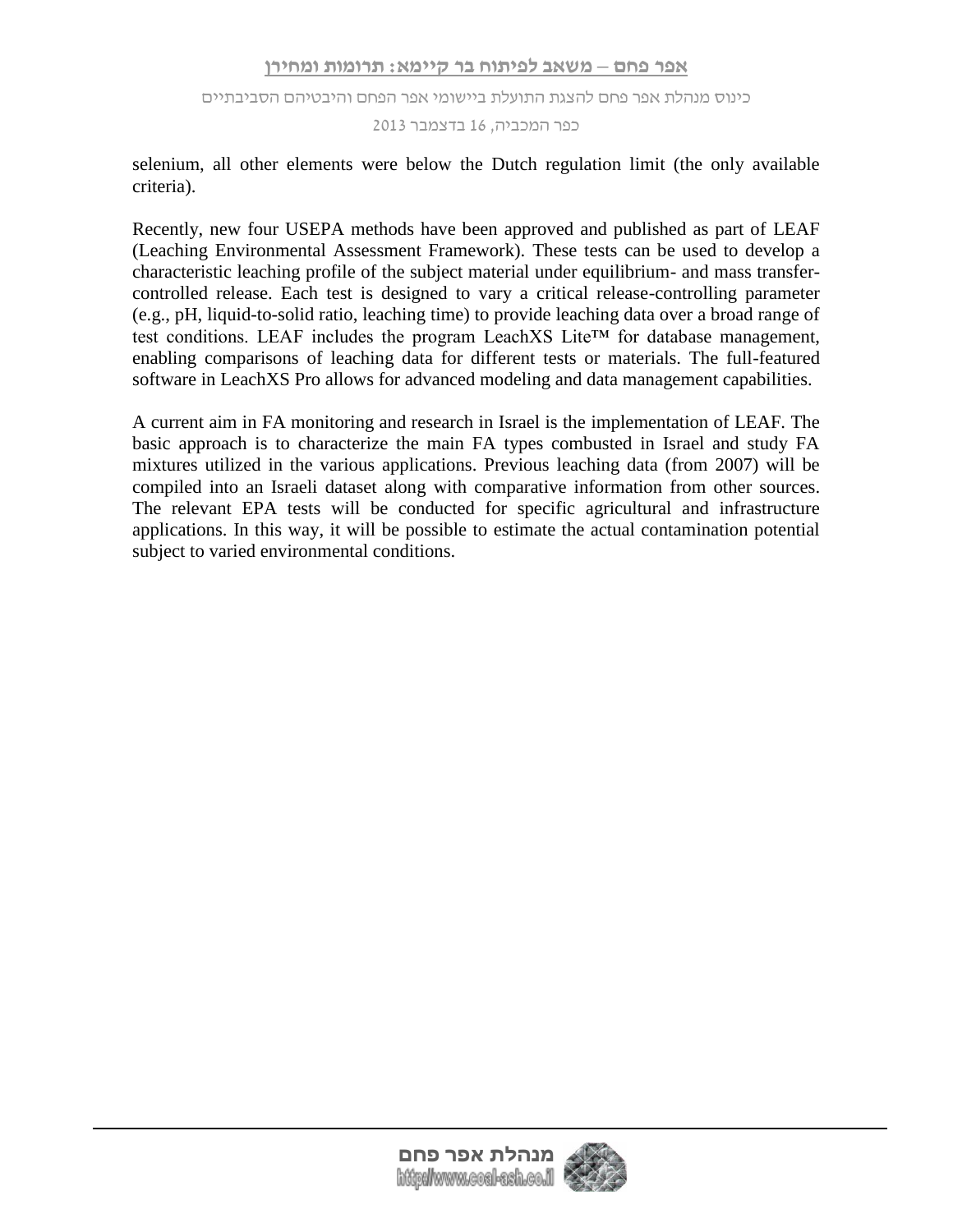selenium, all other elements were below the Dutch regulation limit (the only available criteria).

Recently, new four USEPA methods have been approved and published as part of LEAF (Leaching Environmental Assessment Framework). These tests can be used to develop a characteristic leaching profile of the subject material under equilibrium- and mass transfer-controlled release. Each test is designed to vary a critical release-controlling parameter (e.g., pH, liquid-to-solid ratio, leaching time) to provide leaching data over a broad range of test conditions. LEAF includes the program LeachXS Lite™ for database management, enabling comparisons of leaching data for different tests or materials. The full-featured software in LeachXS Pro allows for advanced modeling and data management capabilities.

A current aim in FA monitoring and research in Israel is the implementation of LEAF. The basic approach is to characterize the main FA types combusted in Israel and study FA mixtures utilized in the various applications. Previous leaching data (from 2007) will be compiled into an Israeli dataset along with comparative information from other sources. The relevant EPA tests will be conducted for specific agricultural and infrastructure applications. In this way, it will be possible to estimate the actual contamination potential subject to varied environmental conditions.